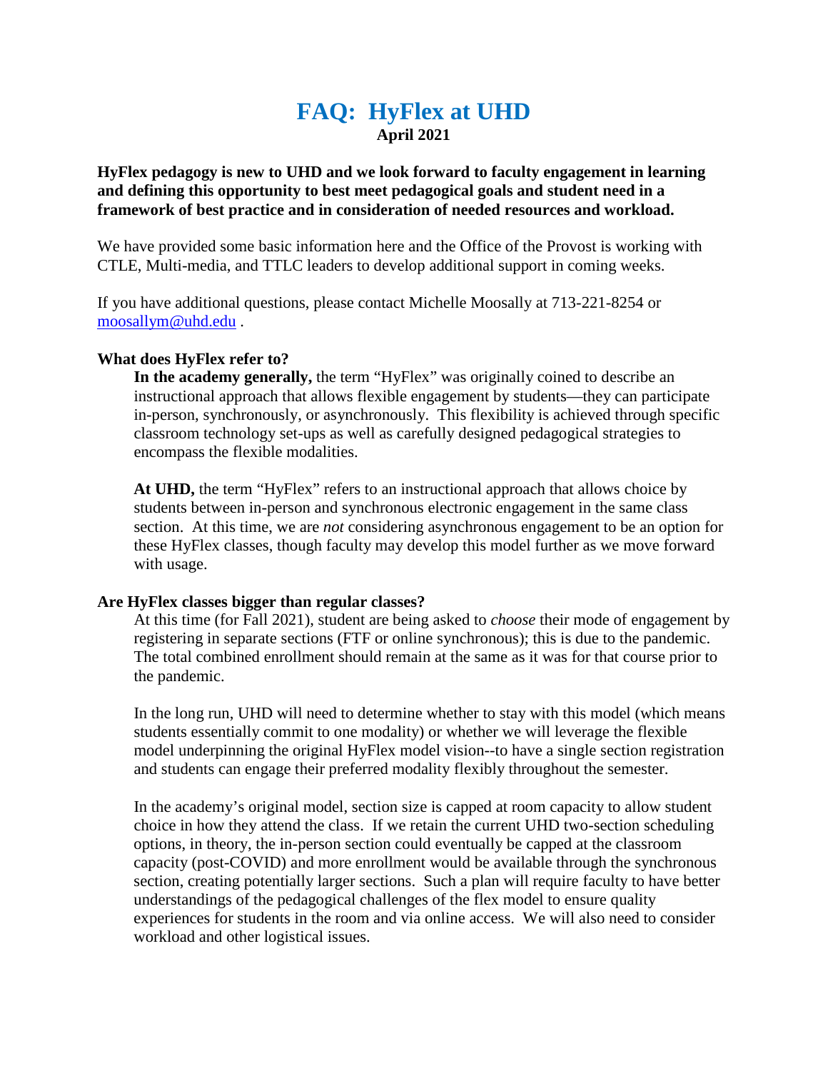# FAQ: HyFlex at UHD

**April 2021**

**HyFlex pedagogy is new to UHD and we look forward to faculty engagement in learning and defining this opportunity to best meet pedagogical goals and student need in a framework of best practice and in consideration of needed resources and workload.**

We have provided some basic information here and the Office of the Provost is working with CTLE, Multi-media, and TTLC leaders to develop additional support in coming weeks.

If you have additional questions, please contact Michelle Moosally at 713-221-8254 or [moosallym@uhd.edu](mailto:moosallym@uhd.edu) .

**What does HyFlex refer to?**

**In the academy generally,** the term "HyFlex" was originally coined to describe an instructional approach that allows flexible engagement by students—they can participate in-person, synchronously, or asynchronously. This flexibility is achieved through specific classroom technology set-ups as well as carefully designed pedagogical strategies to encompass the flexible modalities.

**At UHD,** the term "HyFlex" refers to an instructional approach that allows choice by students between in-person and synchronous electronic engagement in the same class section. At this time, we are *not* considering asynchronous engagement to be an option for these HyFlex classes, though faculty may develop this model further as we move forward with usage.

**Are HyFlex classes bigger than regular classes?**

At this time (for Fall 2021), student are being asked to *choose* their mode of engagement by registering in separate sections (FTF or online synchronous); this is due to the pandemic. The total combined enrollment should remain at the same as it was for that course prior to the pandemic.

In the long run, UHD will need to determine whether to stay with this model (which means students essentially commit to one modality) or whether we will leverage the flexible model underpinning the original HyFlex model vision--to have a single section registration and students can engage their preferred modality flexibly throughout the semester.

In the academy's original model, section size is capped at room capacity to allow student choice in how they attend the class. If we retain the current UHD two-section scheduling options, in theory, the in-person section could eventually be capped at the classroom capacity (post-COVID) and more enrollment would be available through the synchronous section, creating potentially larger sections. Such a plan will require faculty to have better understandings of the pedagogical challenges of the flex model to ensure quality experiences for students in the room and via online access. We will also need to consider workload and other logistical issues.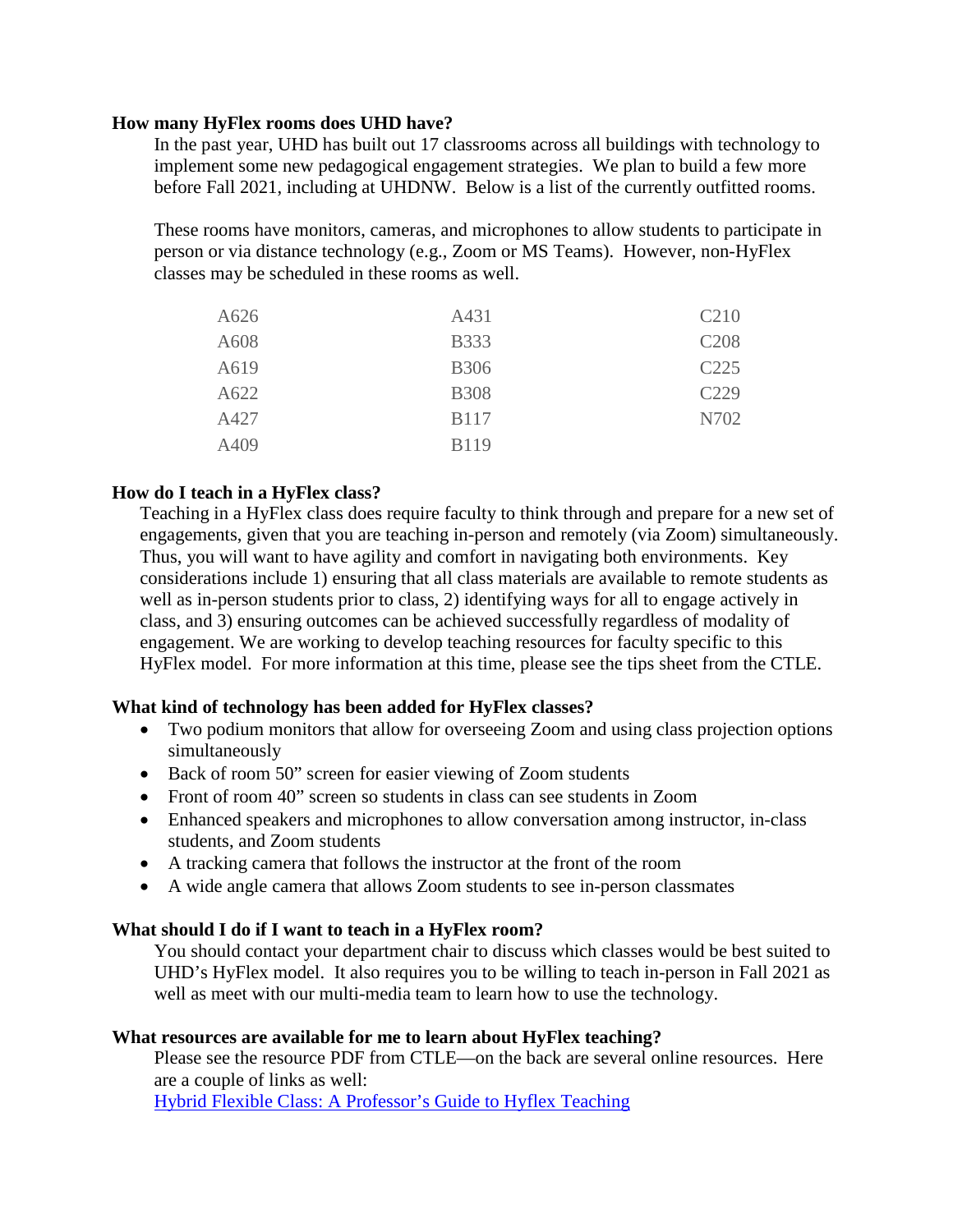**How many HyFlex rooms does UHD have?**

In the past year, UHD has built out 17 classrooms across all buildings with technology to implement some new pedagogical engagement strategies. We plan to build a few more before Fall 2021, including at UHDNW. Below is a list of the currently outfitted rooms.

These rooms have monitors, cameras, and microphones to allow students to participate in person or via distance technology (e.g., Zoom or MS Teams). However, non-HyFlex classes may be scheduled in these rooms as well.

| | | |
|---|---|---|
| A626 | A431 | C210 |
| A608 | B333 | C208 |
| A619 | B306 | C225 |
| A622 | B308 | C229 |
| A427 | B117 | N702 |
| A409 | B119 | |

**How do I teach in a HyFlex class?**

Teaching in a HyFlex class does require faculty to think through and prepare for a new set of engagements, given that you are teaching in-person and remotely (via Zoom) simultaneously. Thus, you will want to have agility and comfort in navigating both environments. Key considerations include 1) ensuring that all class materials are available to remote students as well as in-person students prior to class, 2) identifying ways for all to engage actively in class, and 3) ensuring outcomes can be achieved successfully regardless of modality of engagement. We are working to develop teaching resources for faculty specific to this HyFlex model. For more information at this time, please see the tips sheet from the CTLE.

**What kind of technology has been added for HyFlex classes?**

- Two podium monitors that allow for overseeing Zoom and using class projection options simultaneously
- Back of room 50" screen for easier viewing of Zoom students
- Front of room 40" screen so students in class can see students in Zoom
- Enhanced speakers and microphones to allow conversation among instructor, in-class students, and Zoom students
- A tracking camera that follows the instructor at the front of the room
- A wide angle camera that allows Zoom students to see in-person classmates

**What should I do if I want to teach in a HyFlex room?**

You should contact your department chair to discuss which classes would be best suited to UHD's HyFlex model. It also requires you to be willing to teach in-person in Fall 2021 as well as meet with our multi-media team to learn how to use the technology.

**What resources are available for me to learn about HyFlex teaching?**

Please see the resource PDF from CTLE—on the back are several online resources. Here are a couple of links as well:

Hybrid Flexible Class: A Professor's Guide to Hyflex Teaching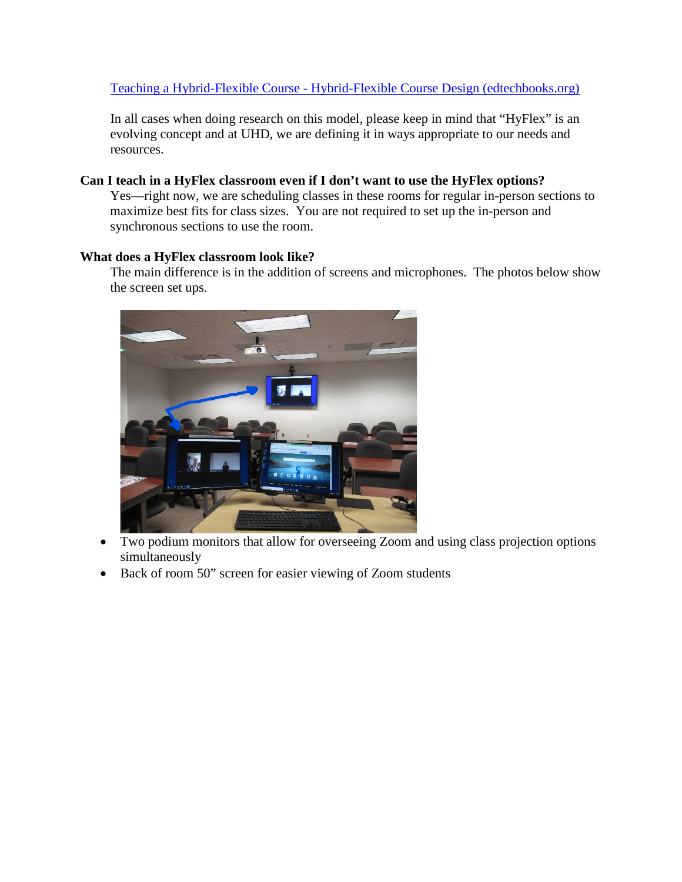[Teaching a Hybrid-Flexible Course - Hybrid-Flexible Course Design (edtechbooks.org)](https://edtechbooks.org)

In all cases when doing research on this model, please keep in mind that "HyFlex" is an evolving concept and at UHD, we are defining it in ways appropriate to our needs and resources.

**Can I teach in a HyFlex classroom even if I don't want to use the HyFlex options?**

Yes—right now, we are scheduling classes in these rooms for regular in-person sections to maximize best fits for class sizes. You are not required to set up the in-person and synchronous sections to use the room.

**What does a HyFlex classroom look like?**

The main difference is in the addition of screens and microphones. The photos below show the screen set ups.

- Two podium monitors that allow for overseeing Zoom and using class projection options simultaneously
- Back of room 50" screen for easier viewing of Zoom students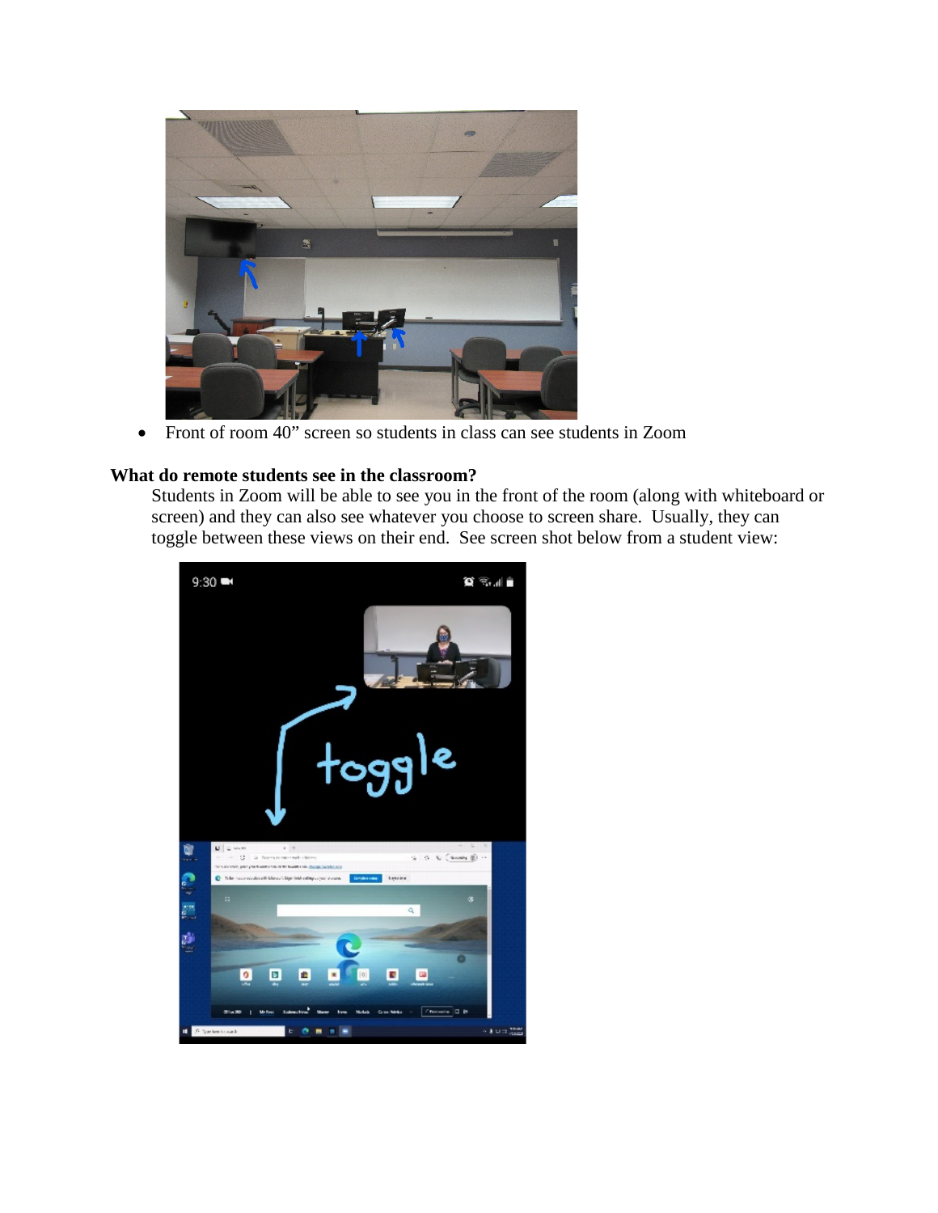- Front of room 40" screen so students in class can see students in Zoom

**What do remote students see in the classroom?**

Students in Zoom will be able to see you in the front of the room (along with whiteboard or screen) and they can also see whatever you choose to screen share. Usually, they can toggle between these views on their end. See screen shot below from a student view: